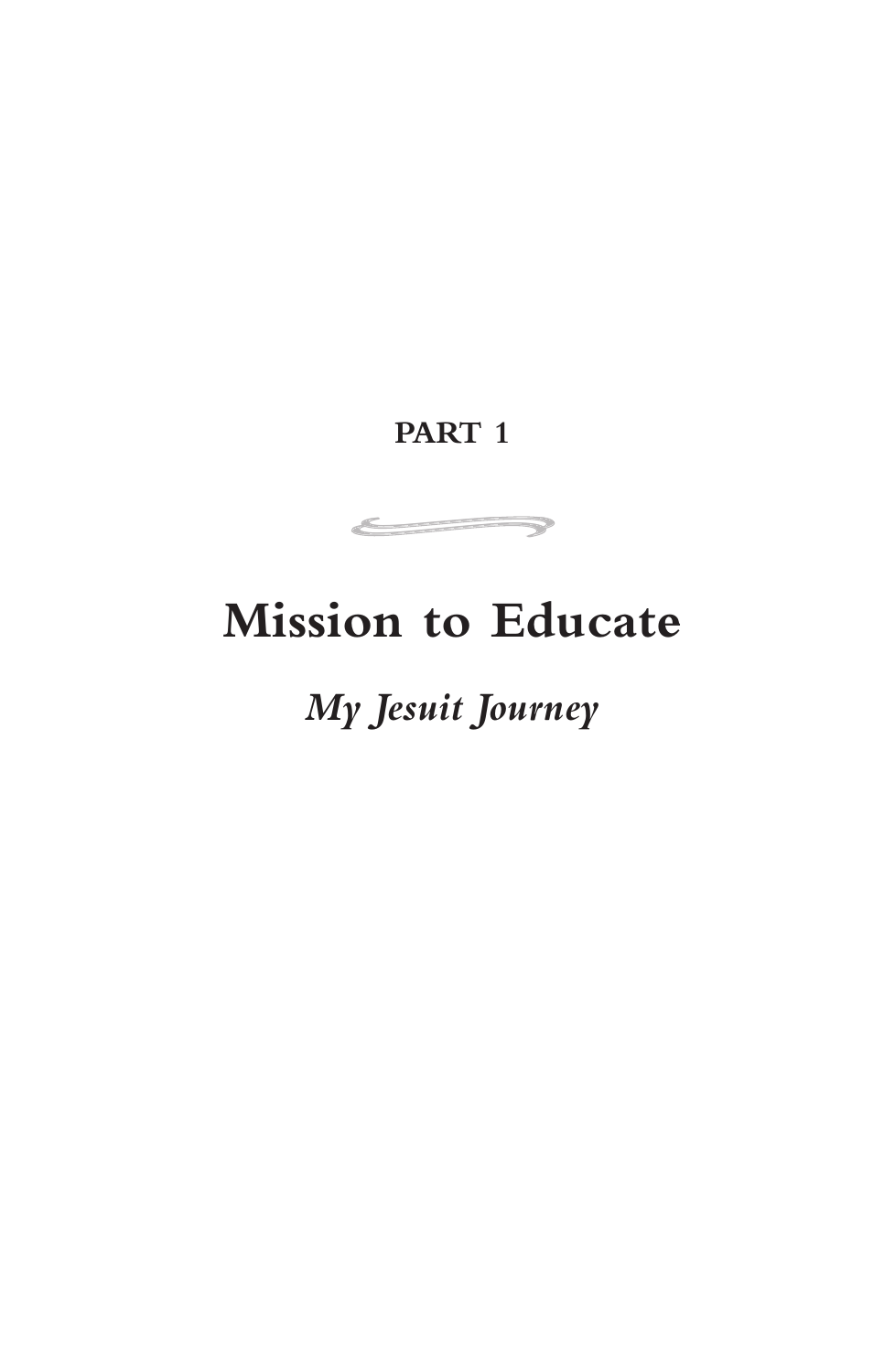**PART 1**

# Mission to Educate

## *My Jesuit Journey*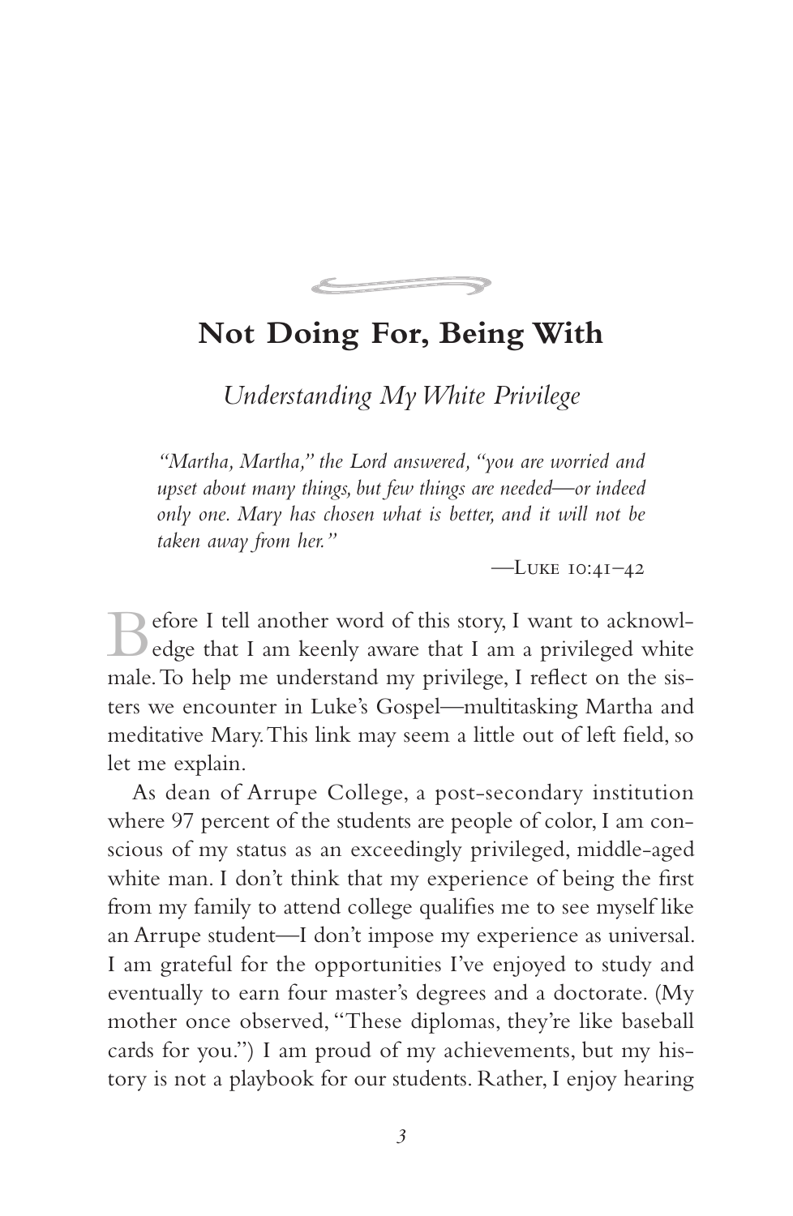# Not Doing For, Being With

*Understanding My White Privilege*

> *"Martha, Martha," the Lord answered, "you are worried and upset about many things, but few things are needed—or indeed only one. Mary has chosen what is better, and it will not be taken away from her."*
>
> —Luke 10:41–42

Before I tell another word of this story, I want to acknowledge that I am keenly aware that I am a privileged white male. To help me understand my privilege, I reflect on the sisters we encounter in Luke's Gospel—multitasking Martha and meditative Mary. This link may seem a little out of left field, so let me explain.

As dean of Arrupe College, a post-secondary institution where 97 percent of the students are people of color, I am conscious of my status as an exceedingly privileged, middle-aged white man. I don't think that my experience of being the first from my family to attend college qualifies me to see myself like an Arrupe student—I don't impose my experience as universal. I am grateful for the opportunities I've enjoyed to study and eventually to earn four master's degrees and a doctorate. (My mother once observed, "These diplomas, they're like baseball cards for you.") I am proud of my achievements, but my history is not a playbook for our students. Rather, I enjoy hearing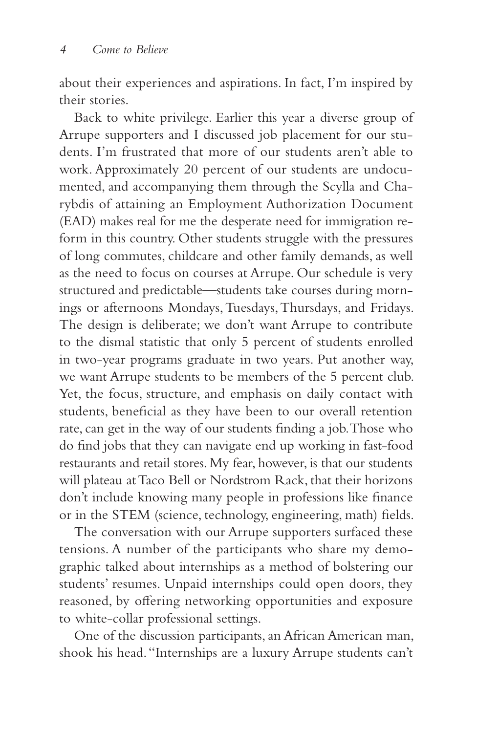about their experiences and aspirations. In fact, I'm inspired by their stories.

Back to white privilege. Earlier this year a diverse group of Arrupe supporters and I discussed job placement for our students. I'm frustrated that more of our students aren't able to work. Approximately 20 percent of our students are undocumented, and accompanying them through the Scylla and Charybdis of attaining an Employment Authorization Document (EAD) makes real for me the desperate need for immigration reform in this country. Other students struggle with the pressures of long commutes, childcare and other family demands, as well as the need to focus on courses at Arrupe. Our schedule is very structured and predictable—students take courses during mornings or afternoons Mondays, Tuesdays, Thursdays, and Fridays. The design is deliberate; we don't want Arrupe to contribute to the dismal statistic that only 5 percent of students enrolled in two-year programs graduate in two years. Put another way, we want Arrupe students to be members of the 5 percent club. Yet, the focus, structure, and emphasis on daily contact with students, beneficial as they have been to our overall retention rate, can get in the way of our students finding a job. Those who do find jobs that they can navigate end up working in fast-food restaurants and retail stores. My fear, however, is that our students will plateau at Taco Bell or Nordstrom Rack, that their horizons don't include knowing many people in professions like finance or in the STEM (science, technology, engineering, math) fields.

The conversation with our Arrupe supporters surfaced these tensions. A number of the participants who share my demographic talked about internships as a method of bolstering our students' resumes. Unpaid internships could open doors, they reasoned, by offering networking opportunities and exposure to white-collar professional settings.

One of the discussion participants, an African American man, shook his head. "Internships are a luxury Arrupe students can't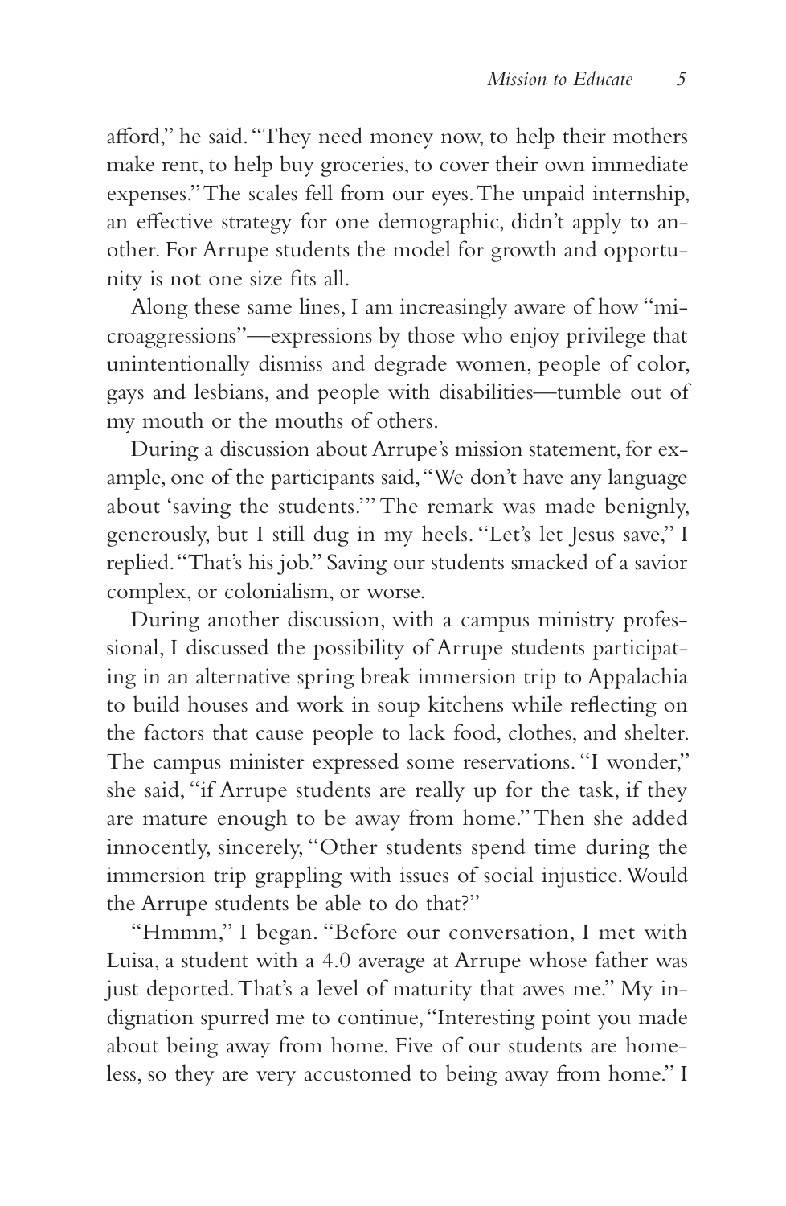afford," he said. "They need money now, to help their mothers make rent, to help buy groceries, to cover their own immediate expenses." The scales fell from our eyes. The unpaid internship, an effective strategy for one demographic, didn't apply to another. For Arrupe students the model for growth and opportunity is not one size fits all.

Along these same lines, I am increasingly aware of how "microaggressions"—expressions by those who enjoy privilege that unintentionally dismiss and degrade women, people of color, gays and lesbians, and people with disabilities—tumble out of my mouth or the mouths of others.

During a discussion about Arrupe's mission statement, for example, one of the participants said, "We don't have any language about 'saving the students.'" The remark was made benignly, generously, but I still dug in my heels. "Let's let Jesus save," I replied. "That's his job." Saving our students smacked of a savior complex, or colonialism, or worse.

During another discussion, with a campus ministry professional, I discussed the possibility of Arrupe students participating in an alternative spring break immersion trip to Appalachia to build houses and work in soup kitchens while reflecting on the factors that cause people to lack food, clothes, and shelter. The campus minister expressed some reservations. "I wonder," she said, "if Arrupe students are really up for the task, if they are mature enough to be away from home." Then she added innocently, sincerely, "Other students spend time during the immersion trip grappling with issues of social injustice. Would the Arrupe students be able to do that?"

"Hmmm," I began. "Before our conversation, I met with Luisa, a student with a 4.0 average at Arrupe whose father was just deported. That's a level of maturity that awes me." My indignation spurred me to continue, "Interesting point you made about being away from home. Five of our students are homeless, so they are very accustomed to being away from home." I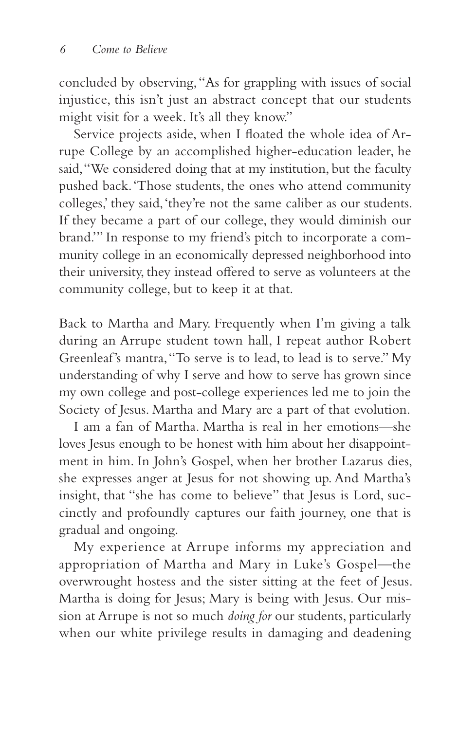concluded by observing, "As for grappling with issues of social injustice, this isn't just an abstract concept that our students might visit for a week. It's all they know."

Service projects aside, when I floated the whole idea of Arrupe College by an accomplished higher-education leader, he said, "We considered doing that at my institution, but the faculty pushed back. 'Those students, the ones who attend community colleges,' they said, 'they're not the same caliber as our students. If they became a part of our college, they would diminish our brand.'" In response to my friend's pitch to incorporate a community college in an economically depressed neighborhood into their university, they instead offered to serve as volunteers at the community college, but to keep it at that.

Back to Martha and Mary. Frequently when I'm giving a talk during an Arrupe student town hall, I repeat author Robert Greenleaf's mantra, "To serve is to lead, to lead is to serve." My understanding of why I serve and how to serve has grown since my own college and post-college experiences led me to join the Society of Jesus. Martha and Mary are a part of that evolution.

I am a fan of Martha. Martha is real in her emotions—she loves Jesus enough to be honest with him about her disappointment in him. In John's Gospel, when her brother Lazarus dies, she expresses anger at Jesus for not showing up. And Martha's insight, that "she has come to believe" that Jesus is Lord, succinctly and profoundly captures our faith journey, one that is gradual and ongoing.

My experience at Arrupe informs my appreciation and appropriation of Martha and Mary in Luke's Gospel—the overwrought hostess and the sister sitting at the feet of Jesus. Martha is doing for Jesus; Mary is being with Jesus. Our mission at Arrupe is not so much *doing for* our students, particularly when our white privilege results in damaging and deadening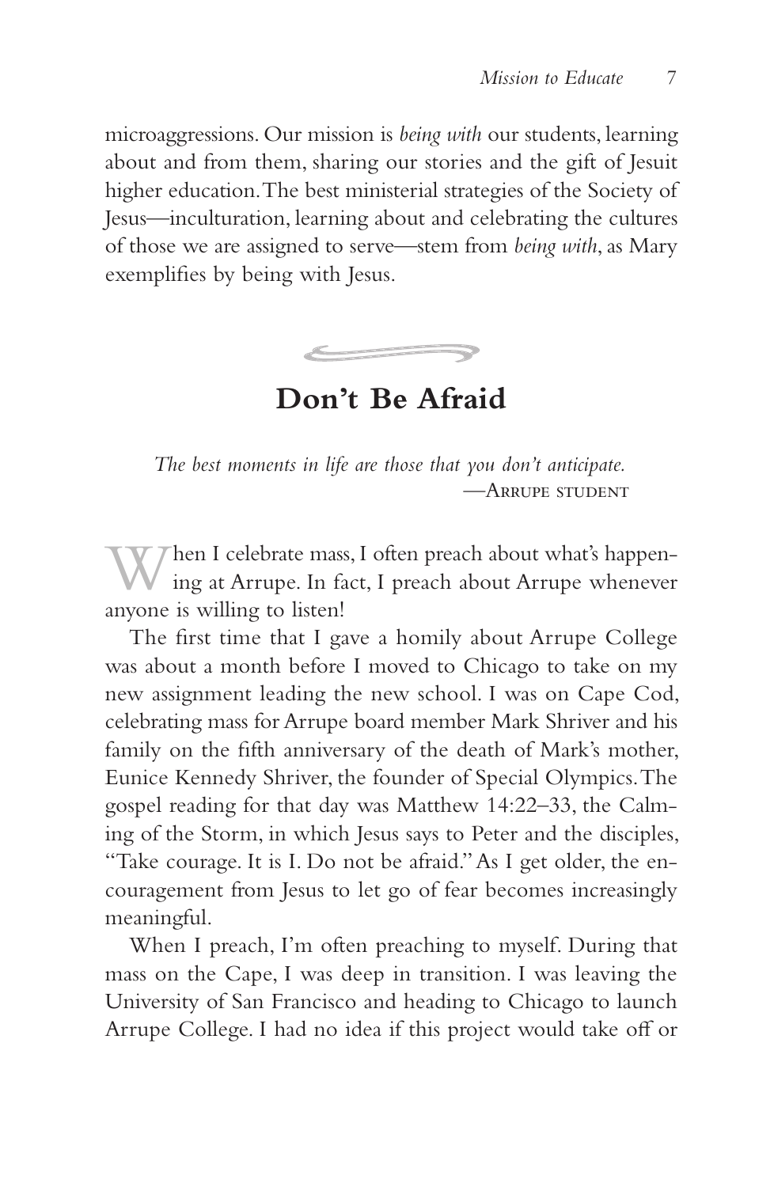microaggressions. Our mission is *being with* our students, learning about and from them, sharing our stories and the gift of Jesuit higher education. The best ministerial strategies of the Society of Jesus—inculturation, learning about and celebrating the cultures of those we are assigned to serve—stem from *being with*, as Mary exemplifies by being with Jesus.

## Don't Be Afraid

*The best moments in life are those that you don't anticipate.*
—Arrupe student

When I celebrate mass, I often preach about what's happening at Arrupe. In fact, I preach about Arrupe whenever anyone is willing to listen!

The first time that I gave a homily about Arrupe College was about a month before I moved to Chicago to take on my new assignment leading the new school. I was on Cape Cod, celebrating mass for Arrupe board member Mark Shriver and his family on the fifth anniversary of the death of Mark's mother, Eunice Kennedy Shriver, the founder of Special Olympics. The gospel reading for that day was Matthew 14:22–33, the Calming of the Storm, in which Jesus says to Peter and the disciples, "Take courage. It is I. Do not be afraid." As I get older, the encouragement from Jesus to let go of fear becomes increasingly meaningful.

When I preach, I'm often preaching to myself. During that mass on the Cape, I was deep in transition. I was leaving the University of San Francisco and heading to Chicago to launch Arrupe College. I had no idea if this project would take off or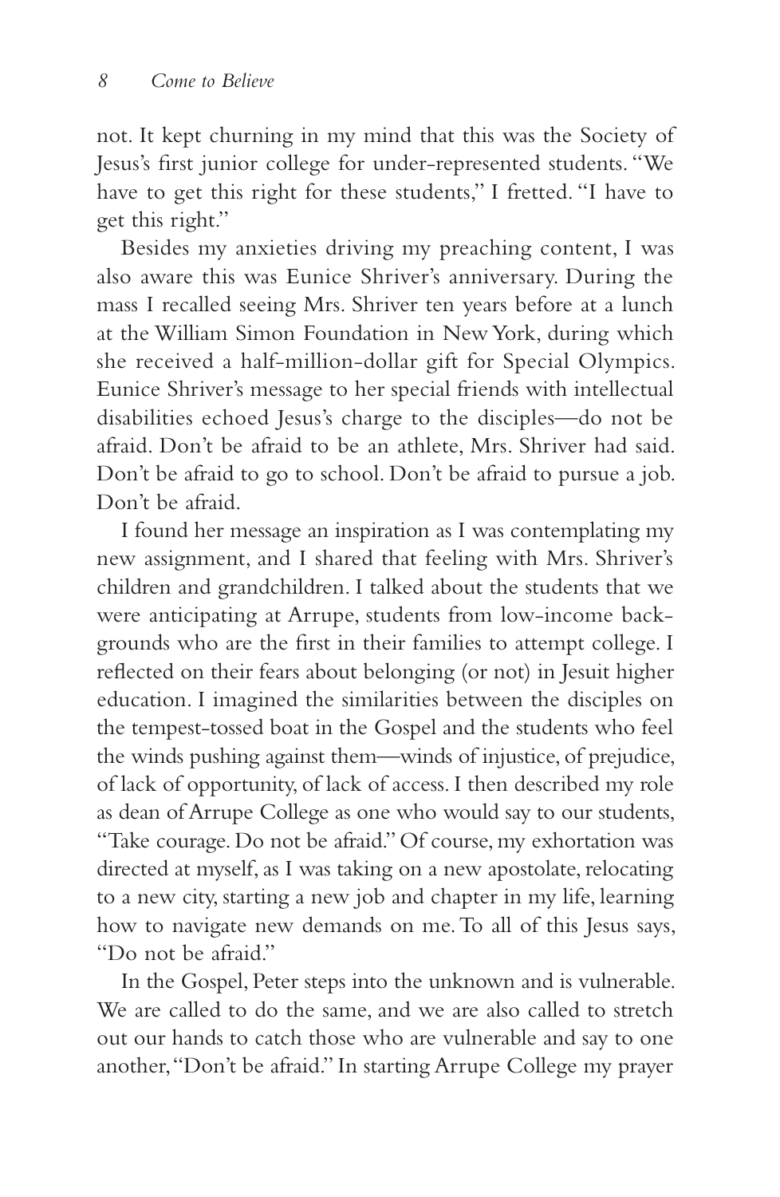not. It kept churning in my mind that this was the Society of Jesus's first junior college for under-represented students. "We have to get this right for these students," I fretted. "I have to get this right."

Besides my anxieties driving my preaching content, I was also aware this was Eunice Shriver's anniversary. During the mass I recalled seeing Mrs. Shriver ten years before at a lunch at the William Simon Foundation in New York, during which she received a half-million-dollar gift for Special Olympics. Eunice Shriver's message to her special friends with intellectual disabilities echoed Jesus's charge to the disciples—do not be afraid. Don't be afraid to be an athlete, Mrs. Shriver had said. Don't be afraid to go to school. Don't be afraid to pursue a job. Don't be afraid.

I found her message an inspiration as I was contemplating my new assignment, and I shared that feeling with Mrs. Shriver's children and grandchildren. I talked about the students that we were anticipating at Arrupe, students from low-income backgrounds who are the first in their families to attempt college. I reflected on their fears about belonging (or not) in Jesuit higher education. I imagined the similarities between the disciples on the tempest-tossed boat in the Gospel and the students who feel the winds pushing against them—winds of injustice, of prejudice, of lack of opportunity, of lack of access. I then described my role as dean of Arrupe College as one who would say to our students, "Take courage. Do not be afraid." Of course, my exhortation was directed at myself, as I was taking on a new apostolate, relocating to a new city, starting a new job and chapter in my life, learning how to navigate new demands on me. To all of this Jesus says, "Do not be afraid."

In the Gospel, Peter steps into the unknown and is vulnerable. We are called to do the same, and we are also called to stretch out our hands to catch those who are vulnerable and say to one another, "Don't be afraid." In starting Arrupe College my prayer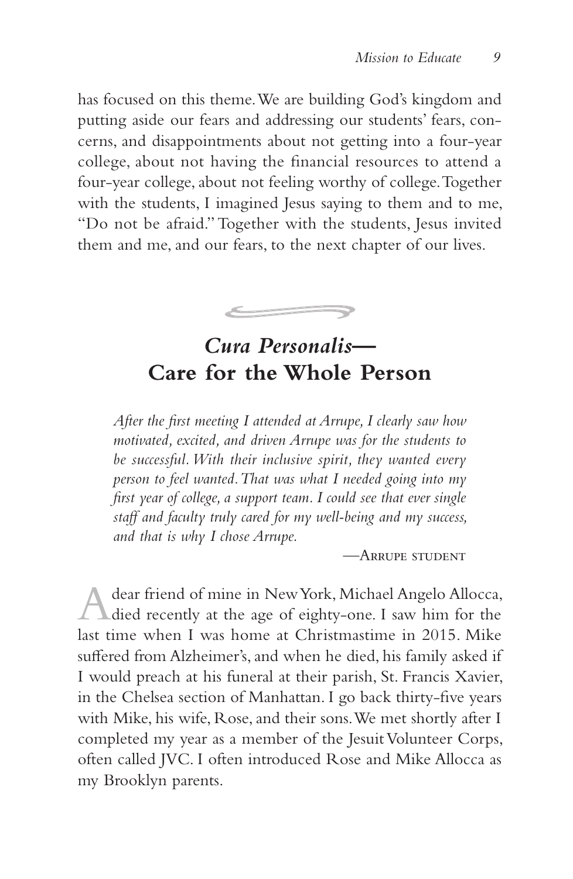has focused on this theme. We are building God's kingdom and putting aside our fears and addressing our students' fears, concerns, and disappointments about not getting into a four-year college, about not having the financial resources to attend a four-year college, about not feeling worthy of college. Together with the students, I imagined Jesus saying to them and to me, "Do not be afraid." Together with the students, Jesus invited them and me, and our fears, to the next chapter of our lives.

## *Cura Personalis*—Care for the Whole Person

*After the first meeting I attended at Arrupe, I clearly saw how motivated, excited, and driven Arrupe was for the students to be successful. With their inclusive spirit, they wanted every person to feel wanted. That was what I needed going into my first year of college, a support team. I could see that ever single staff and faculty truly cared for my well-being and my success, and that is why I chose Arrupe.*

—Arrupe student

A dear friend of mine in New York, Michael Angelo Allocca, died recently at the age of eighty-one. I saw him for the last time when I was home at Christmastime in 2015. Mike suffered from Alzheimer's, and when he died, his family asked if I would preach at his funeral at their parish, St. Francis Xavier, in the Chelsea section of Manhattan. I go back thirty-five years with Mike, his wife, Rose, and their sons. We met shortly after I completed my year as a member of the Jesuit Volunteer Corps, often called JVC. I often introduced Rose and Mike Allocca as my Brooklyn parents.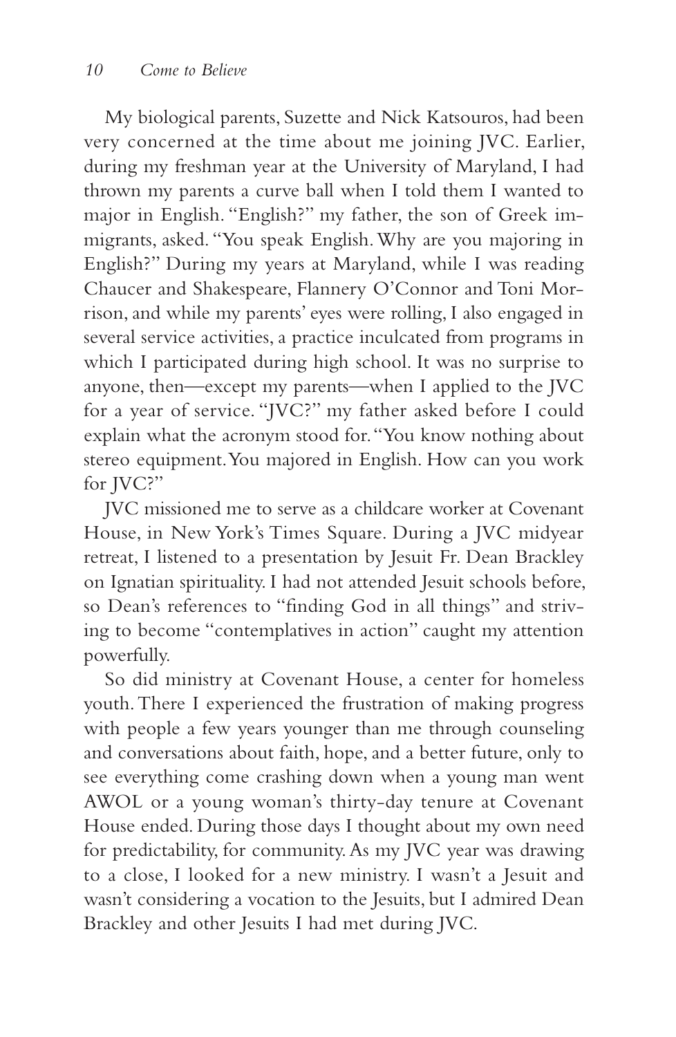My biological parents, Suzette and Nick Katsouros, had been very concerned at the time about me joining JVC. Earlier, during my freshman year at the University of Maryland, I had thrown my parents a curve ball when I told them I wanted to major in English. "English?" my father, the son of Greek immigrants, asked. "You speak English. Why are you majoring in English?" During my years at Maryland, while I was reading Chaucer and Shakespeare, Flannery O'Connor and Toni Morrison, and while my parents' eyes were rolling, I also engaged in several service activities, a practice inculcated from programs in which I participated during high school. It was no surprise to anyone, then—except my parents—when I applied to the JVC for a year of service. "JVC?" my father asked before I could explain what the acronym stood for. "You know nothing about stereo equipment. You majored in English. How can you work for JVC?"

JVC missioned me to serve as a childcare worker at Covenant House, in New York's Times Square. During a JVC midyear retreat, I listened to a presentation by Jesuit Fr. Dean Brackley on Ignatian spirituality. I had not attended Jesuit schools before, so Dean's references to "finding God in all things" and striving to become "contemplatives in action" caught my attention powerfully.

So did ministry at Covenant House, a center for homeless youth. There I experienced the frustration of making progress with people a few years younger than me through counseling and conversations about faith, hope, and a better future, only to see everything come crashing down when a young man went AWOL or a young woman's thirty-day tenure at Covenant House ended. During those days I thought about my own need for predictability, for community. As my JVC year was drawing to a close, I looked for a new ministry. I wasn't a Jesuit and wasn't considering a vocation to the Jesuits, but I admired Dean Brackley and other Jesuits I had met during JVC.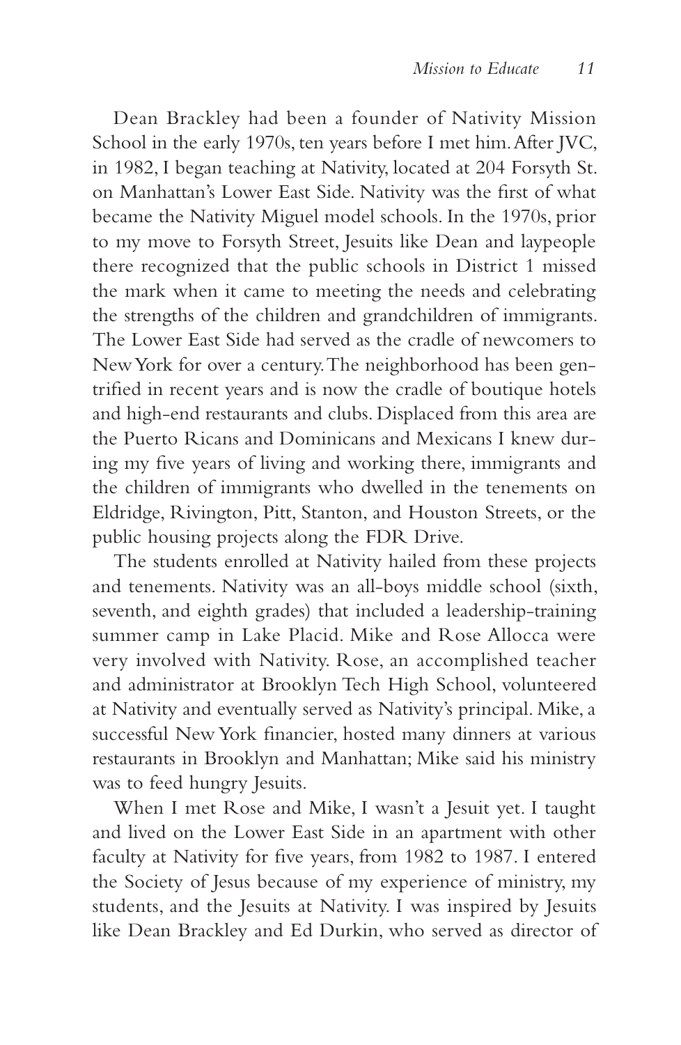Dean Brackley had been a founder of Nativity Mission School in the early 1970s, ten years before I met him. After JVC, in 1982, I began teaching at Nativity, located at 204 Forsyth St. on Manhattan's Lower East Side. Nativity was the first of what became the Nativity Miguel model schools. In the 1970s, prior to my move to Forsyth Street, Jesuits like Dean and laypeople there recognized that the public schools in District 1 missed the mark when it came to meeting the needs and celebrating the strengths of the children and grandchildren of immigrants. The Lower East Side had served as the cradle of newcomers to New York for over a century. The neighborhood has been gentrified in recent years and is now the cradle of boutique hotels and high-end restaurants and clubs. Displaced from this area are the Puerto Ricans and Dominicans and Mexicans I knew during my five years of living and working there, immigrants and the children of immigrants who dwelled in the tenements on Eldridge, Rivington, Pitt, Stanton, and Houston Streets, or the public housing projects along the FDR Drive.

The students enrolled at Nativity hailed from these projects and tenements. Nativity was an all-boys middle school (sixth, seventh, and eighth grades) that included a leadership-training summer camp in Lake Placid. Mike and Rose Allocca were very involved with Nativity. Rose, an accomplished teacher and administrator at Brooklyn Tech High School, volunteered at Nativity and eventually served as Nativity's principal. Mike, a successful New York financier, hosted many dinners at various restaurants in Brooklyn and Manhattan; Mike said his ministry was to feed hungry Jesuits.

When I met Rose and Mike, I wasn't a Jesuit yet. I taught and lived on the Lower East Side in an apartment with other faculty at Nativity for five years, from 1982 to 1987. I entered the Society of Jesus because of my experience of ministry, my students, and the Jesuits at Nativity. I was inspired by Jesuits like Dean Brackley and Ed Durkin, who served as director of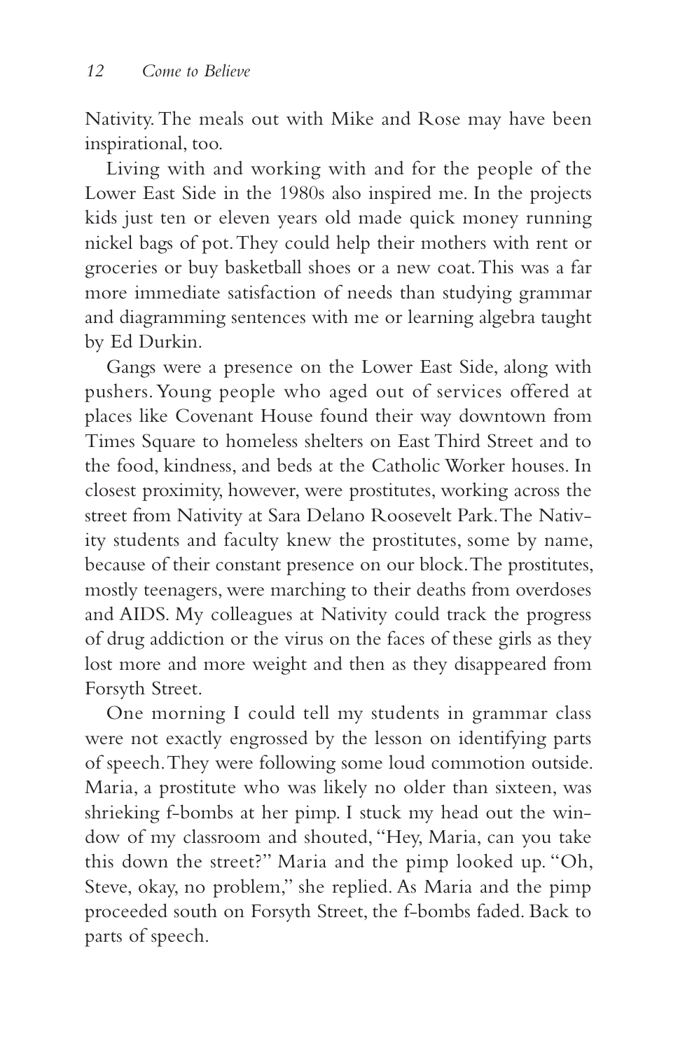Nativity. The meals out with Mike and Rose may have been inspirational, too.

Living with and working with and for the people of the Lower East Side in the 1980s also inspired me. In the projects kids just ten or eleven years old made quick money running nickel bags of pot. They could help their mothers with rent or groceries or buy basketball shoes or a new coat. This was a far more immediate satisfaction of needs than studying grammar and diagramming sentences with me or learning algebra taught by Ed Durkin.

Gangs were a presence on the Lower East Side, along with pushers. Young people who aged out of services offered at places like Covenant House found their way downtown from Times Square to homeless shelters on East Third Street and to the food, kindness, and beds at the Catholic Worker houses. In closest proximity, however, were prostitutes, working across the street from Nativity at Sara Delano Roosevelt Park. The Nativity students and faculty knew the prostitutes, some by name, because of their constant presence on our block. The prostitutes, mostly teenagers, were marching to their deaths from overdoses and AIDS. My colleagues at Nativity could track the progress of drug addiction or the virus on the faces of these girls as they lost more and more weight and then as they disappeared from Forsyth Street.

One morning I could tell my students in grammar class were not exactly engrossed by the lesson on identifying parts of speech. They were following some loud commotion outside. Maria, a prostitute who was likely no older than sixteen, was shrieking f-bombs at her pimp. I stuck my head out the window of my classroom and shouted, "Hey, Maria, can you take this down the street?" Maria and the pimp looked up. "Oh, Steve, okay, no problem," she replied. As Maria and the pimp proceeded south on Forsyth Street, the f-bombs faded. Back to parts of speech.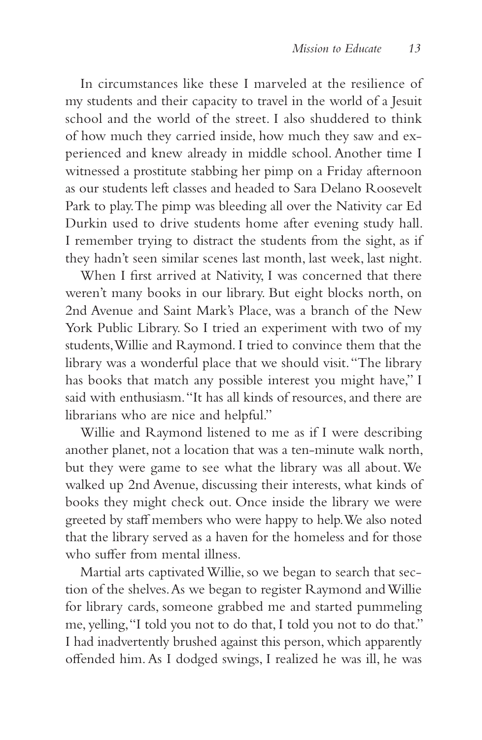In circumstances like these I marveled at the resilience of my students and their capacity to travel in the world of a Jesuit school and the world of the street. I also shuddered to think of how much they carried inside, how much they saw and experienced and knew already in middle school. Another time I witnessed a prostitute stabbing her pimp on a Friday afternoon as our students left classes and headed to Sara Delano Roosevelt Park to play. The pimp was bleeding all over the Nativity car Ed Durkin used to drive students home after evening study hall. I remember trying to distract the students from the sight, as if they hadn't seen similar scenes last month, last week, last night.

When I first arrived at Nativity, I was concerned that there weren't many books in our library. But eight blocks north, on 2nd Avenue and Saint Mark's Place, was a branch of the New York Public Library. So I tried an experiment with two of my students, Willie and Raymond. I tried to convince them that the library was a wonderful place that we should visit. "The library has books that match any possible interest you might have," I said with enthusiasm. "It has all kinds of resources, and there are librarians who are nice and helpful."

Willie and Raymond listened to me as if I were describing another planet, not a location that was a ten-minute walk north, but they were game to see what the library was all about. We walked up 2nd Avenue, discussing their interests, what kinds of books they might check out. Once inside the library we were greeted by staff members who were happy to help. We also noted that the library served as a haven for the homeless and for those who suffer from mental illness.

Martial arts captivated Willie, so we began to search that section of the shelves. As we began to register Raymond and Willie for library cards, someone grabbed me and started pummeling me, yelling, "I told you not to do that, I told you not to do that." I had inadvertently brushed against this person, which apparently offended him. As I dodged swings, I realized he was ill, he was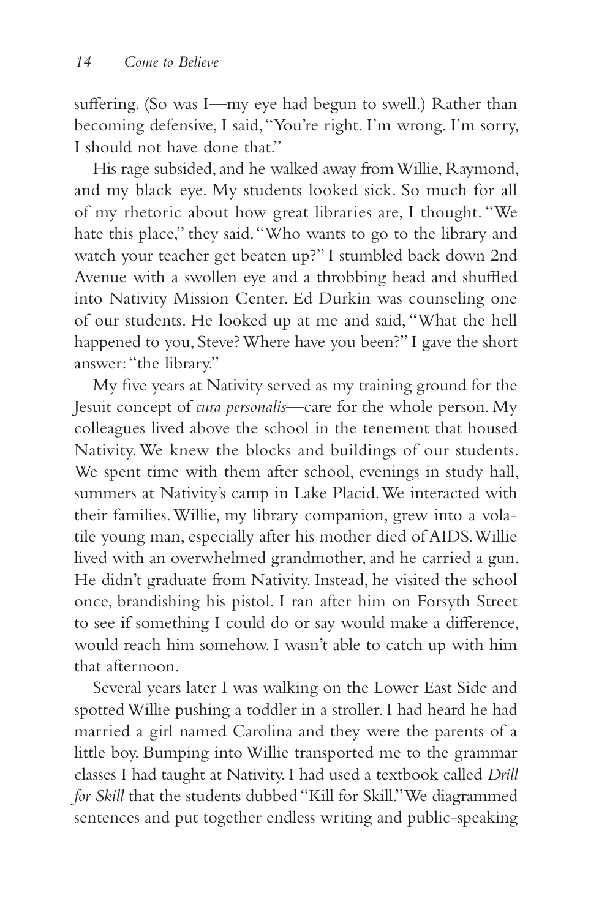suffering. (So was I—my eye had begun to swell.) Rather than becoming defensive, I said, "You're right. I'm wrong. I'm sorry, I should not have done that."

His rage subsided, and he walked away from Willie, Raymond, and my black eye. My students looked sick. So much for all of my rhetoric about how great libraries are, I thought. "We hate this place," they said. "Who wants to go to the library and watch your teacher get beaten up?" I stumbled back down 2nd Avenue with a swollen eye and a throbbing head and shuffled into Nativity Mission Center. Ed Durkin was counseling one of our students. He looked up at me and said, "What the hell happened to you, Steve? Where have you been?" I gave the short answer: "the library."

My five years at Nativity served as my training ground for the Jesuit concept of *cura personalis*—care for the whole person. My colleagues lived above the school in the tenement that housed Nativity. We knew the blocks and buildings of our students. We spent time with them after school, evenings in study hall, summers at Nativity's camp in Lake Placid. We interacted with their families. Willie, my library companion, grew into a volatile young man, especially after his mother died of AIDS. Willie lived with an overwhelmed grandmother, and he carried a gun. He didn't graduate from Nativity. Instead, he visited the school once, brandishing his pistol. I ran after him on Forsyth Street to see if something I could do or say would make a difference, would reach him somehow. I wasn't able to catch up with him that afternoon.

Several years later I was walking on the Lower East Side and spotted Willie pushing a toddler in a stroller. I had heard he had married a girl named Carolina and they were the parents of a little boy. Bumping into Willie transported me to the grammar classes I had taught at Nativity. I had used a textbook called *Drill for Skill* that the students dubbed "Kill for Skill." We diagrammed sentences and put together endless writing and public-speaking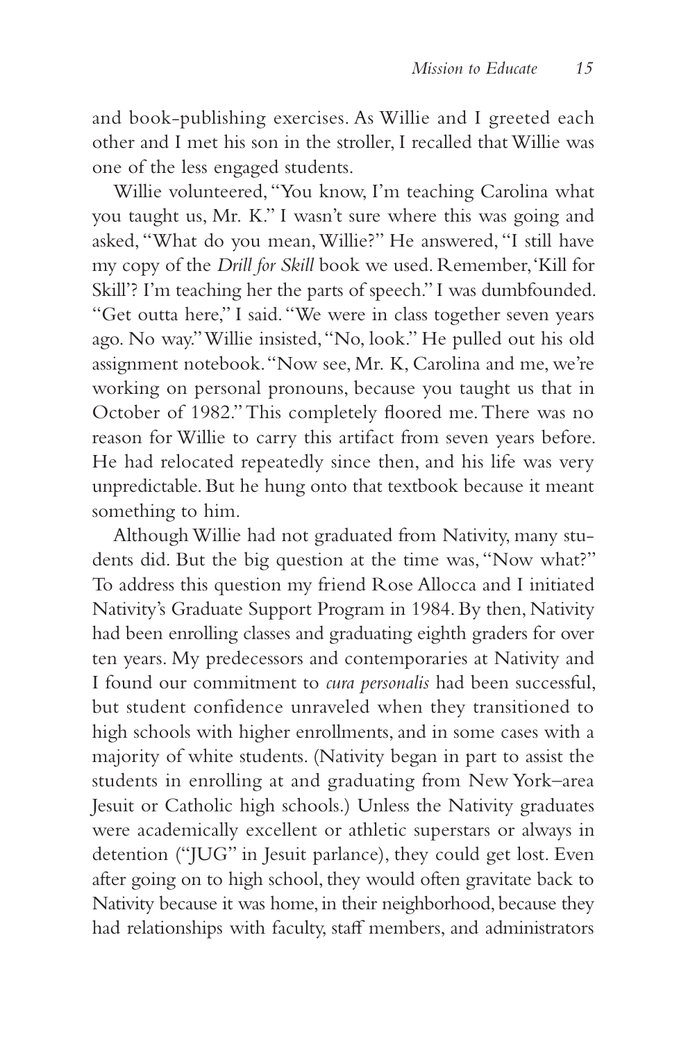and book-publishing exercises. As Willie and I greeted each other and I met his son in the stroller, I recalled that Willie was one of the less engaged students.

Willie volunteered, "You know, I'm teaching Carolina what you taught us, Mr. K." I wasn't sure where this was going and asked, "What do you mean, Willie?" He answered, "I still have my copy of the *Drill for Skill* book we used. Remember, 'Kill for Skill'? I'm teaching her the parts of speech." I was dumbfounded. "Get outta here," I said. "We were in class together seven years ago. No way." Willie insisted, "No, look." He pulled out his old assignment notebook. "Now see, Mr. K, Carolina and me, we're working on personal pronouns, because you taught us that in October of 1982." This completely floored me. There was no reason for Willie to carry this artifact from seven years before. He had relocated repeatedly since then, and his life was very unpredictable. But he hung onto that textbook because it meant something to him.

Although Willie had not graduated from Nativity, many students did. But the big question at the time was, "Now what?" To address this question my friend Rose Allocca and I initiated Nativity's Graduate Support Program in 1984. By then, Nativity had been enrolling classes and graduating eighth graders for over ten years. My predecessors and contemporaries at Nativity and I found our commitment to *cura personalis* had been successful, but student confidence unraveled when they transitioned to high schools with higher enrollments, and in some cases with a majority of white students. (Nativity began in part to assist the students in enrolling at and graduating from New York–area Jesuit or Catholic high schools.) Unless the Nativity graduates were academically excellent or athletic superstars or always in detention ("JUG" in Jesuit parlance), they could get lost. Even after going on to high school, they would often gravitate back to Nativity because it was home, in their neighborhood, because they had relationships with faculty, staff members, and administrators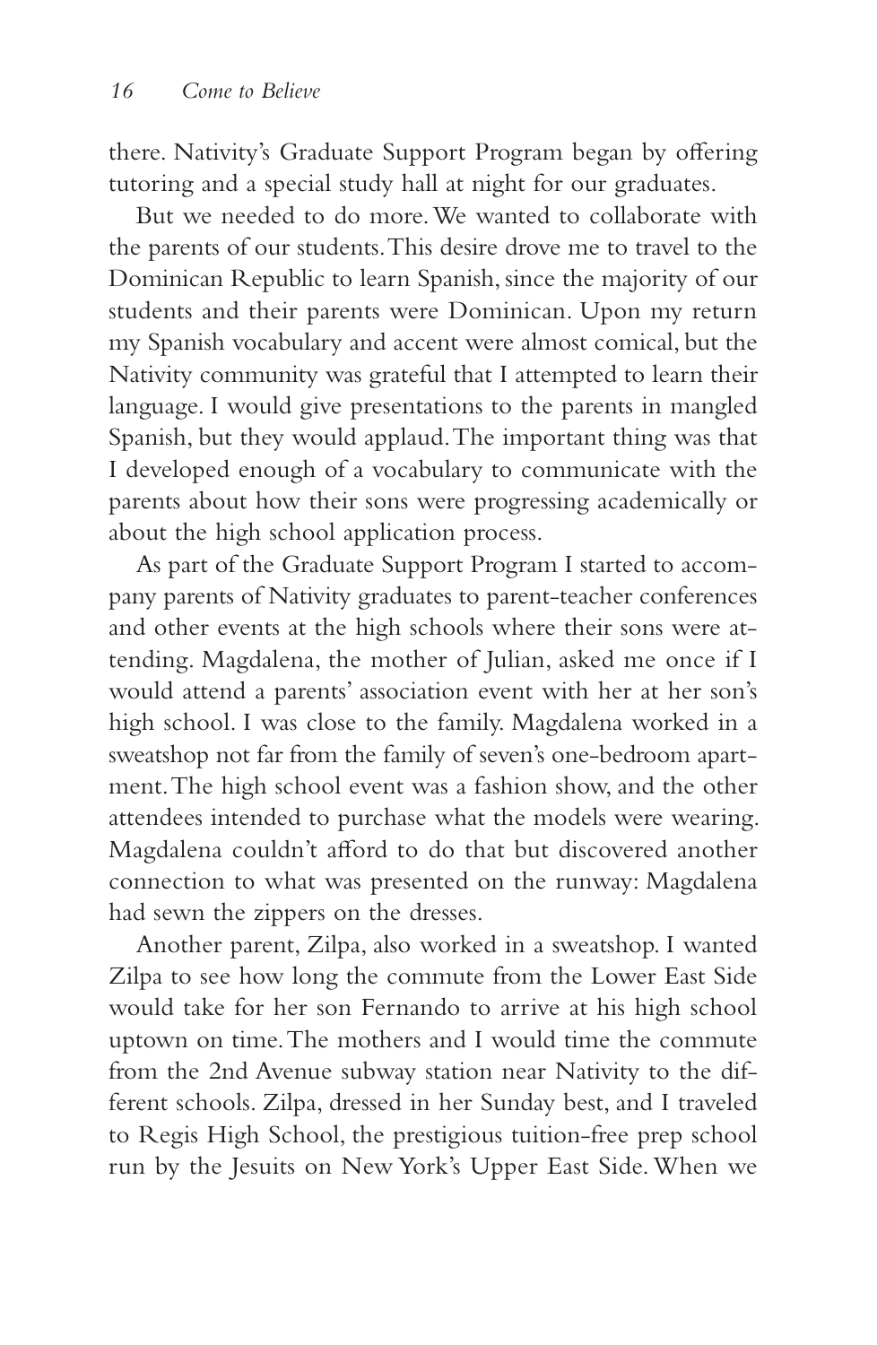there. Nativity's Graduate Support Program began by offering tutoring and a special study hall at night for our graduates.

But we needed to do more. We wanted to collaborate with the parents of our students. This desire drove me to travel to the Dominican Republic to learn Spanish, since the majority of our students and their parents were Dominican. Upon my return my Spanish vocabulary and accent were almost comical, but the Nativity community was grateful that I attempted to learn their language. I would give presentations to the parents in mangled Spanish, but they would applaud. The important thing was that I developed enough of a vocabulary to communicate with the parents about how their sons were progressing academically or about the high school application process.

As part of the Graduate Support Program I started to accompany parents of Nativity graduates to parent-teacher conferences and other events at the high schools where their sons were attending. Magdalena, the mother of Julian, asked me once if I would attend a parents' association event with her at her son's high school. I was close to the family. Magdalena worked in a sweatshop not far from the family of seven's one-bedroom apartment. The high school event was a fashion show, and the other attendees intended to purchase what the models were wearing. Magdalena couldn't afford to do that but discovered another connection to what was presented on the runway: Magdalena had sewn the zippers on the dresses.

Another parent, Zilpa, also worked in a sweatshop. I wanted Zilpa to see how long the commute from the Lower East Side would take for her son Fernando to arrive at his high school uptown on time. The mothers and I would time the commute from the 2nd Avenue subway station near Nativity to the different schools. Zilpa, dressed in her Sunday best, and I traveled to Regis High School, the prestigious tuition-free prep school run by the Jesuits on New York's Upper East Side. When we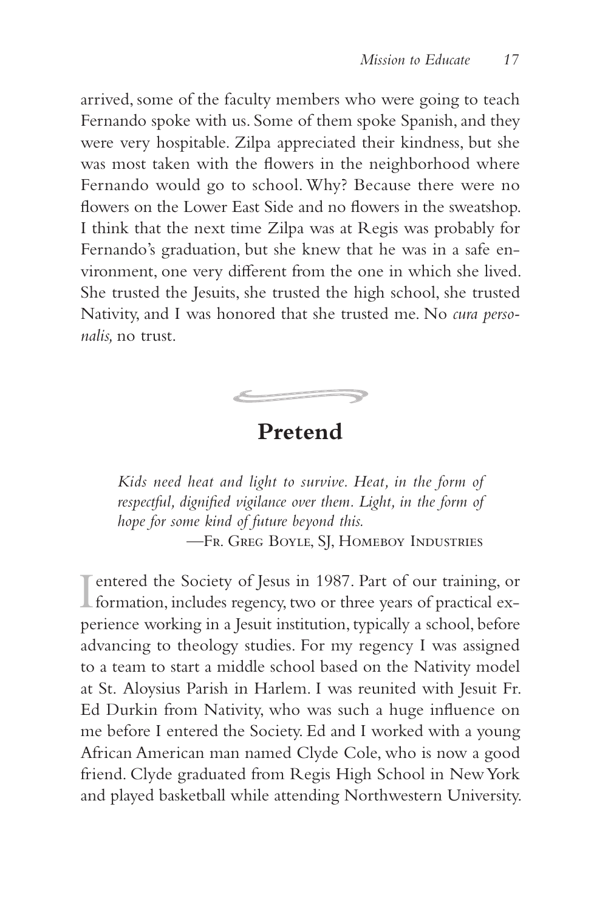arrived, some of the faculty members who were going to teach Fernando spoke with us. Some of them spoke Spanish, and they were very hospitable. Zilpa appreciated their kindness, but she was most taken with the flowers in the neighborhood where Fernando would go to school. Why? Because there were no flowers on the Lower East Side and no flowers in the sweatshop. I think that the next time Zilpa was at Regis was probably for Fernando's graduation, but she knew that he was in a safe environment, one very different from the one in which she lived. She trusted the Jesuits, she trusted the high school, she trusted Nativity, and I was honored that she trusted me. No *cura personalis,* no trust.

## Pretend

> *Kids need heat and light to survive. Heat, in the form of respectful, dignified vigilance over them. Light, in the form of hope for some kind of future beyond this.*
>
> —Fr. Greg Boyle, SJ, Homeboy Industries

I entered the Society of Jesus in 1987. Part of our training, or formation, includes regency, two or three years of practical experience working in a Jesuit institution, typically a school, before advancing to theology studies. For my regency I was assigned to a team to start a middle school based on the Nativity model at St. Aloysius Parish in Harlem. I was reunited with Jesuit Fr. Ed Durkin from Nativity, who was such a huge influence on me before I entered the Society. Ed and I worked with a young African American man named Clyde Cole, who is now a good friend. Clyde graduated from Regis High School in New York and played basketball while attending Northwestern University.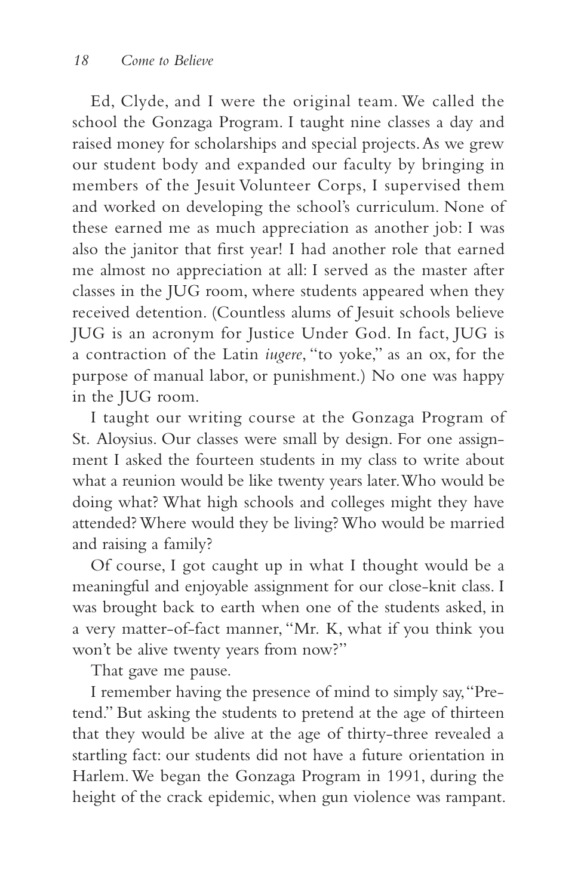Ed, Clyde, and I were the original team. We called the school the Gonzaga Program. I taught nine classes a day and raised money for scholarships and special projects. As we grew our student body and expanded our faculty by bringing in members of the Jesuit Volunteer Corps, I supervised them and worked on developing the school's curriculum. None of these earned me as much appreciation as another job: I was also the janitor that first year! I had another role that earned me almost no appreciation at all: I served as the master after classes in the JUG room, where students appeared when they received detention. (Countless alums of Jesuit schools believe JUG is an acronym for Justice Under God. In fact, JUG is a contraction of the Latin *iugere*, "to yoke," as an ox, for the purpose of manual labor, or punishment.) No one was happy in the JUG room.

I taught our writing course at the Gonzaga Program of St. Aloysius. Our classes were small by design. For one assignment I asked the fourteen students in my class to write about what a reunion would be like twenty years later. Who would be doing what? What high schools and colleges might they have attended? Where would they be living? Who would be married and raising a family?

Of course, I got caught up in what I thought would be a meaningful and enjoyable assignment for our close-knit class. I was brought back to earth when one of the students asked, in a very matter-of-fact manner, "Mr. K, what if you think you won't be alive twenty years from now?"

That gave me pause.

I remember having the presence of mind to simply say, "Pretend." But asking the students to pretend at the age of thirteen that they would be alive at the age of thirty-three revealed a startling fact: our students did not have a future orientation in Harlem. We began the Gonzaga Program in 1991, during the height of the crack epidemic, when gun violence was rampant.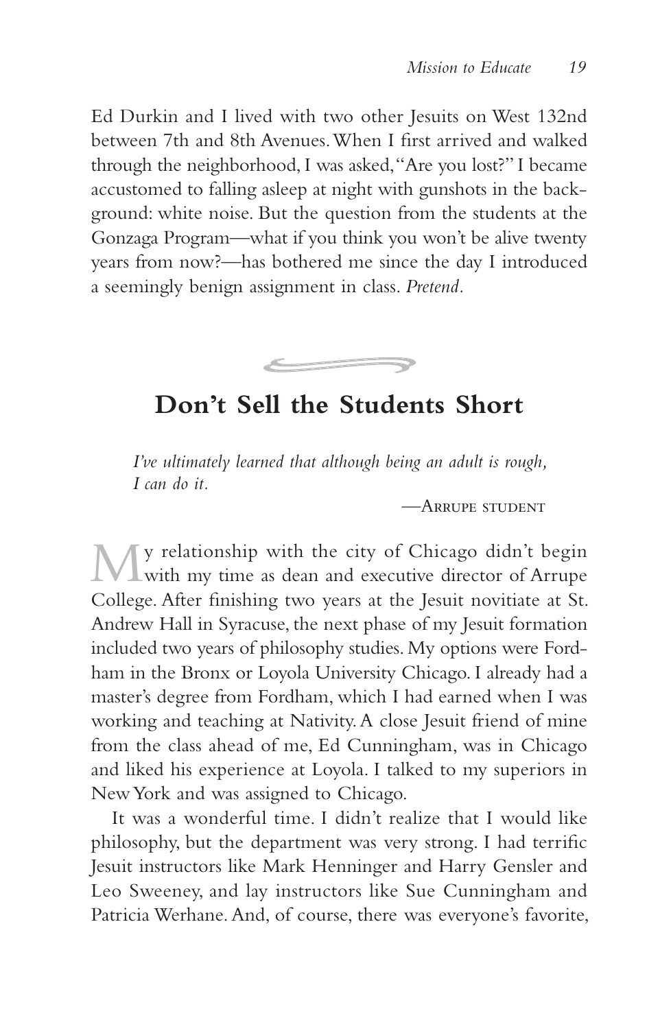Ed Durkin and I lived with two other Jesuits on West 132nd between 7th and 8th Avenues. When I first arrived and walked through the neighborhood, I was asked, "Are you lost?" I became accustomed to falling asleep at night with gunshots in the background: white noise. But the question from the students at the Gonzaga Program—what if you think you won't be alive twenty years from now?—has bothered me since the day I introduced a seemingly benign assignment in class. *Pretend.*

## Don't Sell the Students Short

> *I've ultimately learned that although being an adult is rough, I can do it.*
>
> —Arrupe student

My relationship with the city of Chicago didn't begin with my time as dean and executive director of Arrupe College. After finishing two years at the Jesuit novitiate at St. Andrew Hall in Syracuse, the next phase of my Jesuit formation included two years of philosophy studies. My options were Fordham in the Bronx or Loyola University Chicago. I already had a master's degree from Fordham, which I had earned when I was working and teaching at Nativity. A close Jesuit friend of mine from the class ahead of me, Ed Cunningham, was in Chicago and liked his experience at Loyola. I talked to my superiors in New York and was assigned to Chicago.

It was a wonderful time. I didn't realize that I would like philosophy, but the department was very strong. I had terrific Jesuit instructors like Mark Henninger and Harry Gensler and Leo Sweeney, and lay instructors like Sue Cunningham and Patricia Werhane. And, of course, there was everyone's favorite,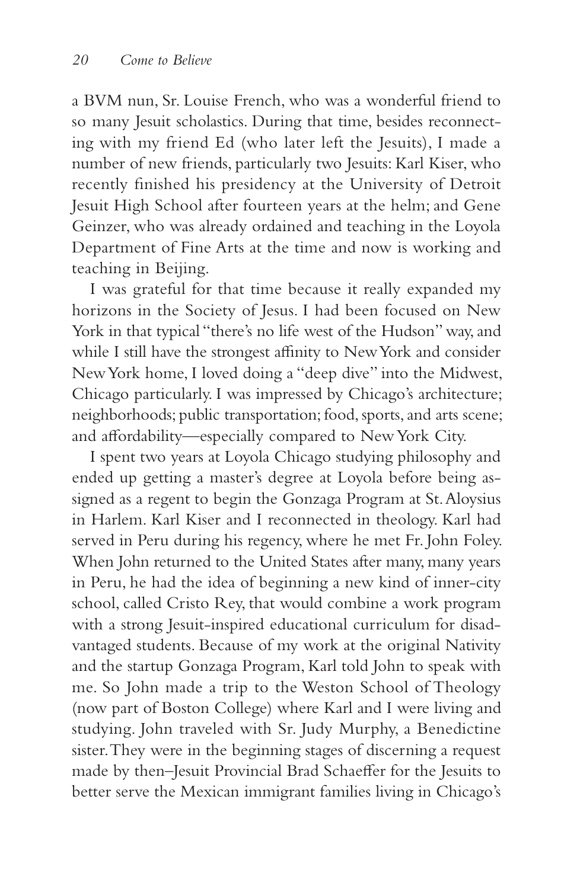a BVM nun, Sr. Louise French, who was a wonderful friend to so many Jesuit scholastics. During that time, besides reconnecting with my friend Ed (who later left the Jesuits), I made a number of new friends, particularly two Jesuits: Karl Kiser, who recently finished his presidency at the University of Detroit Jesuit High School after fourteen years at the helm; and Gene Geinzer, who was already ordained and teaching in the Loyola Department of Fine Arts at the time and now is working and teaching in Beijing.

I was grateful for that time because it really expanded my horizons in the Society of Jesus. I had been focused on New York in that typical "there's no life west of the Hudson" way, and while I still have the strongest affinity to New York and consider New York home, I loved doing a "deep dive" into the Midwest, Chicago particularly. I was impressed by Chicago's architecture; neighborhoods; public transportation; food, sports, and arts scene; and affordability—especially compared to New York City.

I spent two years at Loyola Chicago studying philosophy and ended up getting a master's degree at Loyola before being assigned as a regent to begin the Gonzaga Program at St. Aloysius in Harlem. Karl Kiser and I reconnected in theology. Karl had served in Peru during his regency, where he met Fr. John Foley. When John returned to the United States after many, many years in Peru, he had the idea of beginning a new kind of inner-city school, called Cristo Rey, that would combine a work program with a strong Jesuit-inspired educational curriculum for disadvantaged students. Because of my work at the original Nativity and the startup Gonzaga Program, Karl told John to speak with me. So John made a trip to the Weston School of Theology (now part of Boston College) where Karl and I were living and studying. John traveled with Sr. Judy Murphy, a Benedictine sister. They were in the beginning stages of discerning a request made by then–Jesuit Provincial Brad Schaeffer for the Jesuits to better serve the Mexican immigrant families living in Chicago's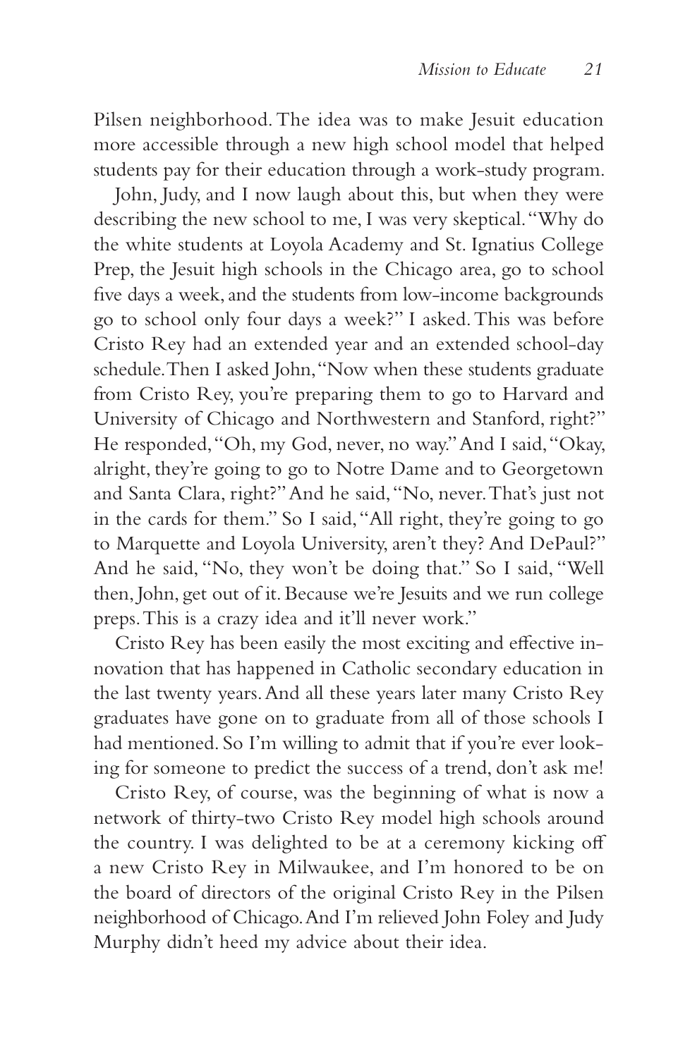Pilsen neighborhood. The idea was to make Jesuit education more accessible through a new high school model that helped students pay for their education through a work-study program.

John, Judy, and I now laugh about this, but when they were describing the new school to me, I was very skeptical. "Why do the white students at Loyola Academy and St. Ignatius College Prep, the Jesuit high schools in the Chicago area, go to school five days a week, and the students from low-income backgrounds go to school only four days a week?" I asked. This was before Cristo Rey had an extended year and an extended school-day schedule. Then I asked John, "Now when these students graduate from Cristo Rey, you're preparing them to go to Harvard and University of Chicago and Northwestern and Stanford, right?" He responded, "Oh, my God, never, no way." And I said, "Okay, alright, they're going to go to Notre Dame and to Georgetown and Santa Clara, right?" And he said, "No, never. That's just not in the cards for them." So I said, "All right, they're going to go to Marquette and Loyola University, aren't they? And DePaul?" And he said, "No, they won't be doing that." So I said, "Well then, John, get out of it. Because we're Jesuits and we run college preps. This is a crazy idea and it'll never work."

Cristo Rey has been easily the most exciting and effective innovation that has happened in Catholic secondary education in the last twenty years. And all these years later many Cristo Rey graduates have gone on to graduate from all of those schools I had mentioned. So I'm willing to admit that if you're ever looking for someone to predict the success of a trend, don't ask me!

Cristo Rey, of course, was the beginning of what is now a network of thirty-two Cristo Rey model high schools around the country. I was delighted to be at a ceremony kicking off a new Cristo Rey in Milwaukee, and I'm honored to be on the board of directors of the original Cristo Rey in the Pilsen neighborhood of Chicago. And I'm relieved John Foley and Judy Murphy didn't heed my advice about their idea.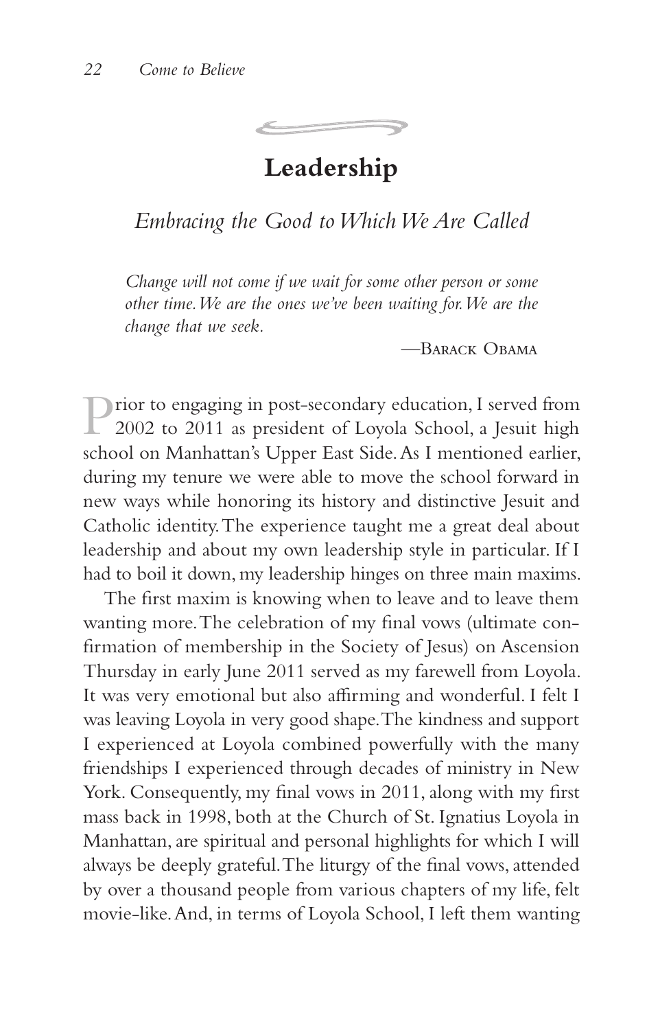## Leadership

### *Embracing the Good to Which We Are Called*

> *Change will not come if we wait for some other person or some other time. We are the ones we've been waiting for. We are the change that we seek.*
>
> —Barack Obama

Prior to engaging in post-secondary education, I served from 2002 to 2011 as president of Loyola School, a Jesuit high school on Manhattan's Upper East Side. As I mentioned earlier, during my tenure we were able to move the school forward in new ways while honoring its history and distinctive Jesuit and Catholic identity. The experience taught me a great deal about leadership and about my own leadership style in particular. If I had to boil it down, my leadership hinges on three main maxims.

The first maxim is knowing when to leave and to leave them wanting more. The celebration of my final vows (ultimate confirmation of membership in the Society of Jesus) on Ascension Thursday in early June 2011 served as my farewell from Loyola. It was very emotional but also affirming and wonderful. I felt I was leaving Loyola in very good shape. The kindness and support I experienced at Loyola combined powerfully with the many friendships I experienced through decades of ministry in New York. Consequently, my final vows in 2011, along with my first mass back in 1998, both at the Church of St. Ignatius Loyola in Manhattan, are spiritual and personal highlights for which I will always be deeply grateful. The liturgy of the final vows, attended by over a thousand people from various chapters of my life, felt movie-like. And, in terms of Loyola School, I left them wanting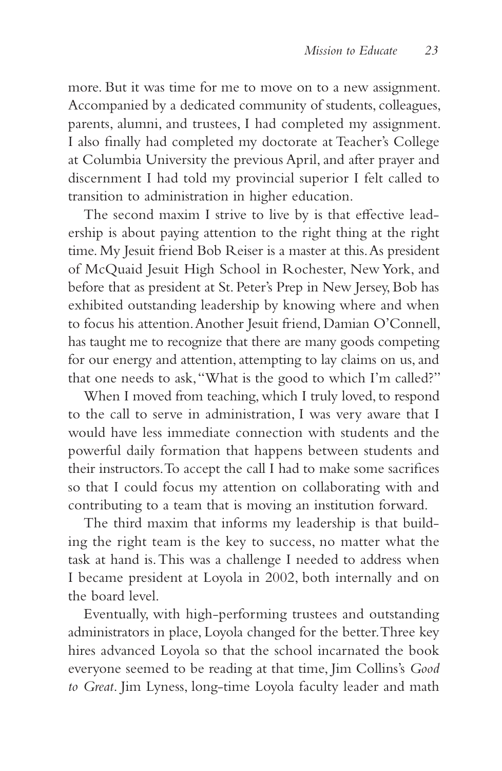more. But it was time for me to move on to a new assignment. Accompanied by a dedicated community of students, colleagues, parents, alumni, and trustees, I had completed my assignment. I also finally had completed my doctorate at Teacher's College at Columbia University the previous April, and after prayer and discernment I had told my provincial superior I felt called to transition to administration in higher education.

The second maxim I strive to live by is that effective leadership is about paying attention to the right thing at the right time. My Jesuit friend Bob Reiser is a master at this. As president of McQuaid Jesuit High School in Rochester, New York, and before that as president at St. Peter's Prep in New Jersey, Bob has exhibited outstanding leadership by knowing where and when to focus his attention. Another Jesuit friend, Damian O'Connell, has taught me to recognize that there are many goods competing for our energy and attention, attempting to lay claims on us, and that one needs to ask, "What is the good to which I'm called?"

When I moved from teaching, which I truly loved, to respond to the call to serve in administration, I was very aware that I would have less immediate connection with students and the powerful daily formation that happens between students and their instructors. To accept the call I had to make some sacrifices so that I could focus my attention on collaborating with and contributing to a team that is moving an institution forward.

The third maxim that informs my leadership is that building the right team is the key to success, no matter what the task at hand is. This was a challenge I needed to address when I became president at Loyola in 2002, both internally and on the board level.

Eventually, with high-performing trustees and outstanding administrators in place, Loyola changed for the better. Three key hires advanced Loyola so that the school incarnated the book everyone seemed to be reading at that time, Jim Collins's *Good to Great*. Jim Lyness, long-time Loyola faculty leader and math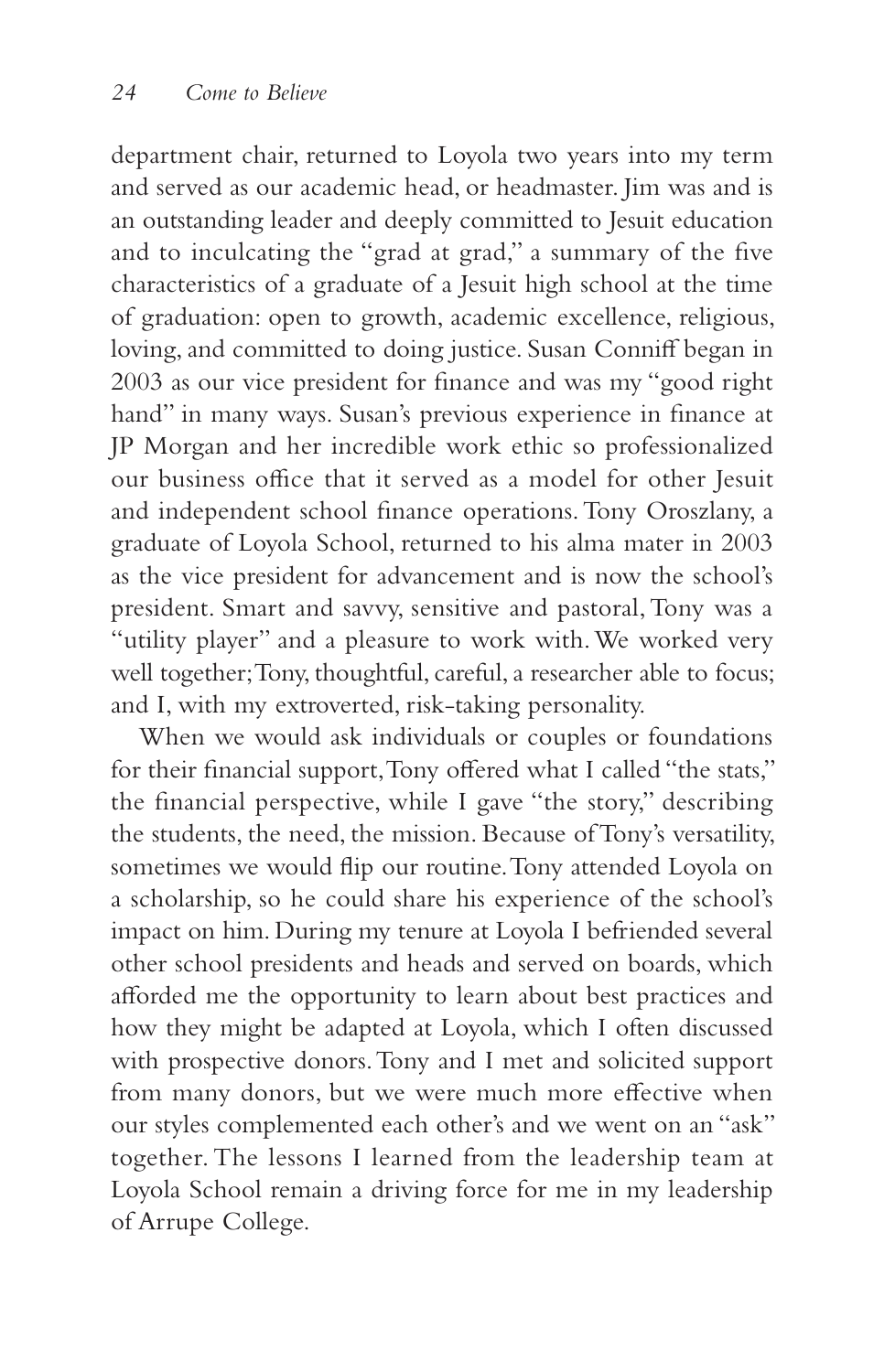department chair, returned to Loyola two years into my term and served as our academic head, or headmaster. Jim was and is an outstanding leader and deeply committed to Jesuit education and to inculcating the "grad at grad," a summary of the five characteristics of a graduate of a Jesuit high school at the time of graduation: open to growth, academic excellence, religious, loving, and committed to doing justice. Susan Conniff began in 2003 as our vice president for finance and was my "good right hand" in many ways. Susan's previous experience in finance at JP Morgan and her incredible work ethic so professionalized our business office that it served as a model for other Jesuit and independent school finance operations. Tony Oroszlany, a graduate of Loyola School, returned to his alma mater in 2003 as the vice president for advancement and is now the school's president. Smart and savvy, sensitive and pastoral, Tony was a "utility player" and a pleasure to work with. We worked very well together; Tony, thoughtful, careful, a researcher able to focus; and I, with my extroverted, risk-taking personality.

When we would ask individuals or couples or foundations for their financial support, Tony offered what I called "the stats," the financial perspective, while I gave "the story," describing the students, the need, the mission. Because of Tony's versatility, sometimes we would flip our routine. Tony attended Loyola on a scholarship, so he could share his experience of the school's impact on him. During my tenure at Loyola I befriended several other school presidents and heads and served on boards, which afforded me the opportunity to learn about best practices and how they might be adapted at Loyola, which I often discussed with prospective donors. Tony and I met and solicited support from many donors, but we were much more effective when our styles complemented each other's and we went on an "ask" together. The lessons I learned from the leadership team at Loyola School remain a driving force for me in my leadership of Arrupe College.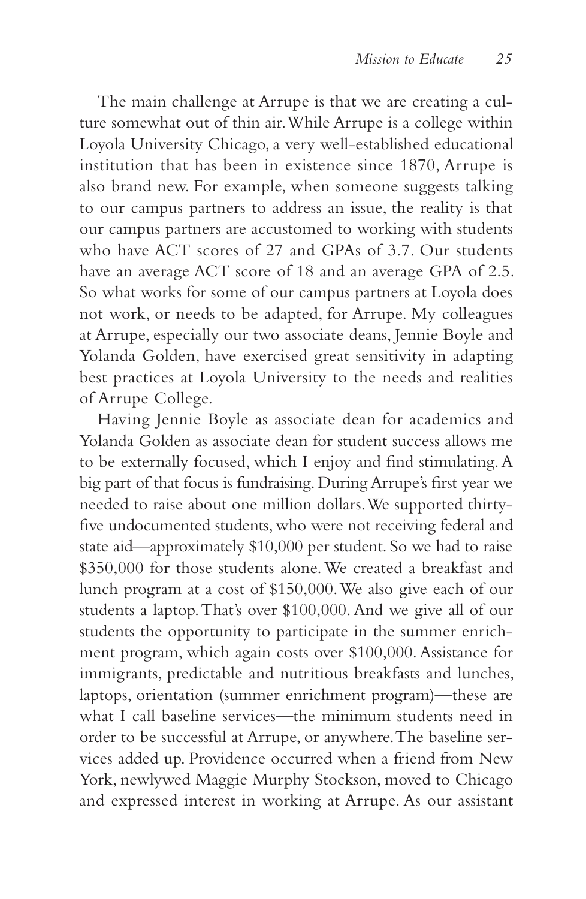The main challenge at Arrupe is that we are creating a culture somewhat out of thin air. While Arrupe is a college within Loyola University Chicago, a very well-established educational institution that has been in existence since 1870, Arrupe is also brand new. For example, when someone suggests talking to our campus partners to address an issue, the reality is that our campus partners are accustomed to working with students who have ACT scores of 27 and GPAs of 3.7. Our students have an average ACT score of 18 and an average GPA of 2.5. So what works for some of our campus partners at Loyola does not work, or needs to be adapted, for Arrupe. My colleagues at Arrupe, especially our two associate deans, Jennie Boyle and Yolanda Golden, have exercised great sensitivity in adapting best practices at Loyola University to the needs and realities of Arrupe College.

Having Jennie Boyle as associate dean for academics and Yolanda Golden as associate dean for student success allows me to be externally focused, which I enjoy and find stimulating. A big part of that focus is fundraising. During Arrupe's first year we needed to raise about one million dollars. We supported thirty-five undocumented students, who were not receiving federal and state aid—approximately $10,000 per student. So we had to raise $350,000 for those students alone. We created a breakfast and lunch program at a cost of $150,000. We also give each of our students a laptop. That's over $100,000. And we give all of our students the opportunity to participate in the summer enrichment program, which again costs over $100,000. Assistance for immigrants, predictable and nutritious breakfasts and lunches, laptops, orientation (summer enrichment program)—these are what I call baseline services—the minimum students need in order to be successful at Arrupe, or anywhere. The baseline services added up. Providence occurred when a friend from New York, newlywed Maggie Murphy Stockson, moved to Chicago and expressed interest in working at Arrupe. As our assistant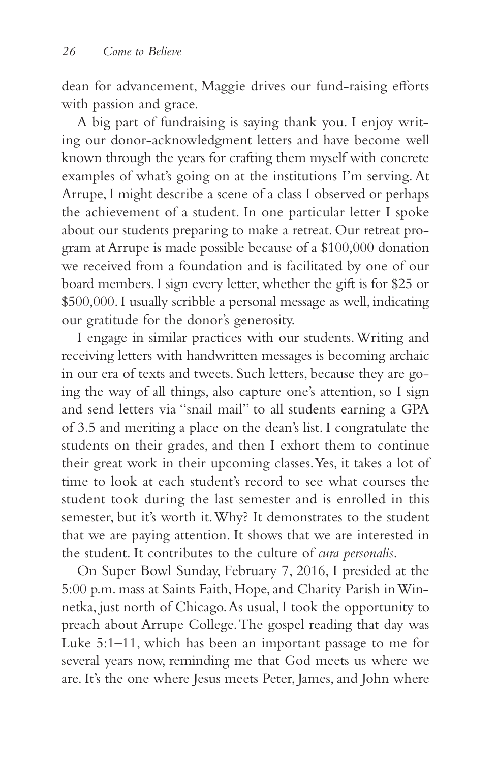dean for advancement, Maggie drives our fund-raising efforts with passion and grace.

A big part of fundraising is saying thank you. I enjoy writing our donor-acknowledgment letters and have become well known through the years for crafting them myself with concrete examples of what's going on at the institutions I'm serving. At Arrupe, I might describe a scene of a class I observed or perhaps the achievement of a student. In one particular letter I spoke about our students preparing to make a retreat. Our retreat program at Arrupe is made possible because of a $100,000 donation we received from a foundation and is facilitated by one of our board members. I sign every letter, whether the gift is for $25 or $500,000. I usually scribble a personal message as well, indicating our gratitude for the donor's generosity.

I engage in similar practices with our students. Writing and receiving letters with handwritten messages is becoming archaic in our era of texts and tweets. Such letters, because they are going the way of all things, also capture one's attention, so I sign and send letters via "snail mail" to all students earning a GPA of 3.5 and meriting a place on the dean's list. I congratulate the students on their grades, and then I exhort them to continue their great work in their upcoming classes. Yes, it takes a lot of time to look at each student's record to see what courses the student took during the last semester and is enrolled in this semester, but it's worth it. Why? It demonstrates to the student that we are paying attention. It shows that we are interested in the student. It contributes to the culture of *cura personalis*.

On Super Bowl Sunday, February 7, 2016, I presided at the 5:00 p.m. mass at Saints Faith, Hope, and Charity Parish in Winnetka, just north of Chicago. As usual, I took the opportunity to preach about Arrupe College. The gospel reading that day was Luke 5:1–11, which has been an important passage to me for several years now, reminding me that God meets us where we are. It's the one where Jesus meets Peter, James, and John where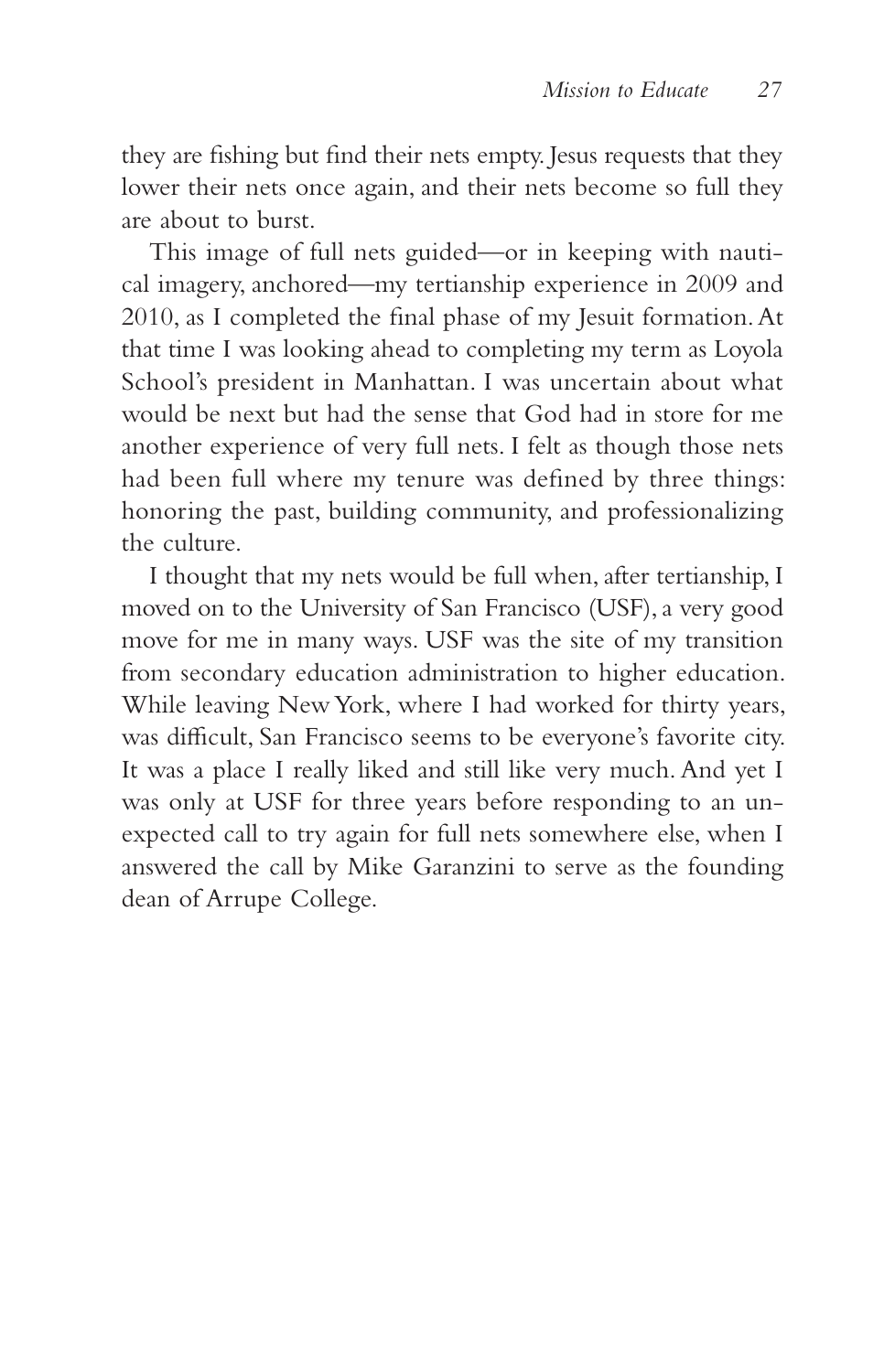they are fishing but find their nets empty. Jesus requests that they lower their nets once again, and their nets become so full they are about to burst.

This image of full nets guided—or in keeping with nautical imagery, anchored—my tertianship experience in 2009 and 2010, as I completed the final phase of my Jesuit formation. At that time I was looking ahead to completing my term as Loyola School's president in Manhattan. I was uncertain about what would be next but had the sense that God had in store for me another experience of very full nets. I felt as though those nets had been full where my tenure was defined by three things: honoring the past, building community, and professionalizing the culture.

I thought that my nets would be full when, after tertianship, I moved on to the University of San Francisco (USF), a very good move for me in many ways. USF was the site of my transition from secondary education administration to higher education. While leaving New York, where I had worked for thirty years, was difficult, San Francisco seems to be everyone's favorite city. It was a place I really liked and still like very much. And yet I was only at USF for three years before responding to an unexpected call to try again for full nets somewhere else, when I answered the call by Mike Garanzini to serve as the founding dean of Arrupe College.